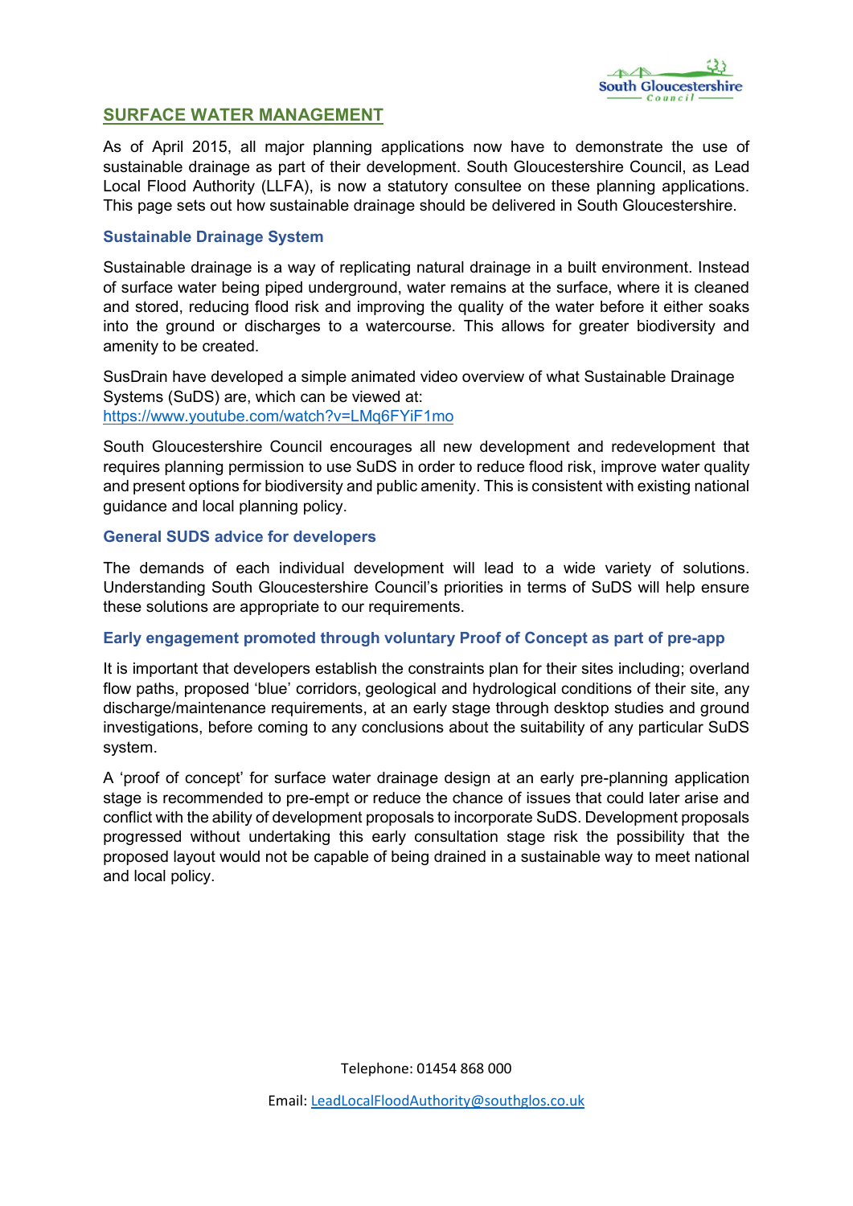## SURFACE WATER MANAGEMENT

As of April 2015, all major planning applications now have to demonstrate the use of sustainable drainage as part of their development. South Gloucestershire Council, as Lead Local Flood Authority (LLFA), is now a statutory consultee on these planning applications. This page sets out how sustainable drainage should be delivered in South Gloucestershire.

### Sustainable Drainage System

Sustainable drainage is a way of replicating natural drainage in a built environment. Instead of surface water being piped underground, water remains at the surface, where it is cleaned and stored, reducing flood risk and improving the quality of the water before it either soaks into the ground or discharges to a watercourse. This allows for greater biodiversity and amenity to be created.

SusDrain have developed a simple animated video overview of what Sustainable Drainage Systems (SuDS) are, which can be viewed at:
https://www.youtube.com/watch?v=LMq6FYiF1mo

South Gloucestershire Council encourages all new development and redevelopment that requires planning permission to use SuDS in order to reduce flood risk, improve water quality and present options for biodiversity and public amenity. This is consistent with existing national guidance and local planning policy.

### General SUDS advice for developers

The demands of each individual development will lead to a wide variety of solutions. Understanding South Gloucestershire Council's priorities in terms of SuDS will help ensure these solutions are appropriate to our requirements.

### Early engagement promoted through voluntary Proof of Concept as part of pre-app

It is important that developers establish the constraints plan for their sites including; overland flow paths, proposed 'blue' corridors, geological and hydrological conditions of their site, any discharge/maintenance requirements, at an early stage through desktop studies and ground investigations, before coming to any conclusions about the suitability of any particular SuDS system.

A 'proof of concept' for surface water drainage design at an early pre-planning application stage is recommended to pre-empt or reduce the chance of issues that could later arise and conflict with the ability of development proposals to incorporate SuDS. Development proposals progressed without undertaking this early consultation stage risk the possibility that the proposed layout would not be capable of being drained in a sustainable way to meet national and local policy.

Telephone: 01454 868 000

Email: LeadLocalFloodAuthority@southglos.co.uk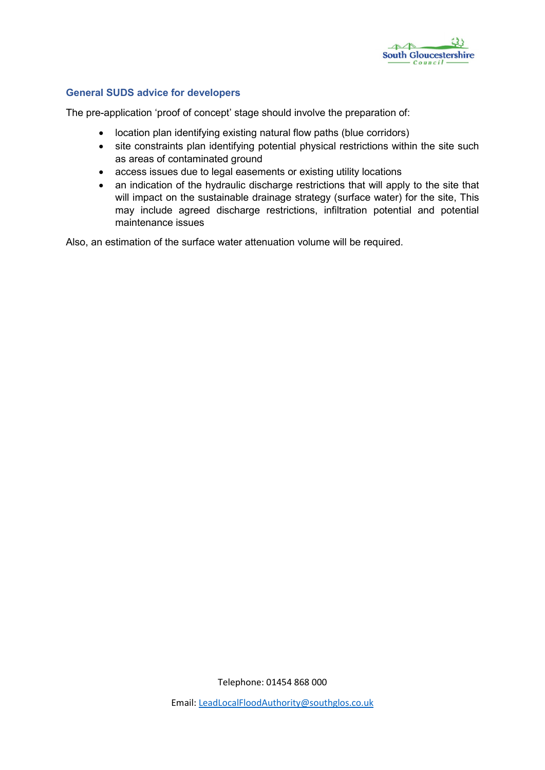## General SUDS advice for developers

The pre-application 'proof of concept' stage should involve the preparation of:

- location plan identifying existing natural flow paths (blue corridors)
- site constraints plan identifying potential physical restrictions within the site such as areas of contaminated ground
- access issues due to legal easements or existing utility locations
- an indication of the hydraulic discharge restrictions that will apply to the site that will impact on the sustainable drainage strategy (surface water) for the site, This may include agreed discharge restrictions, infiltration potential and potential maintenance issues

Also, an estimation of the surface water attenuation volume will be required.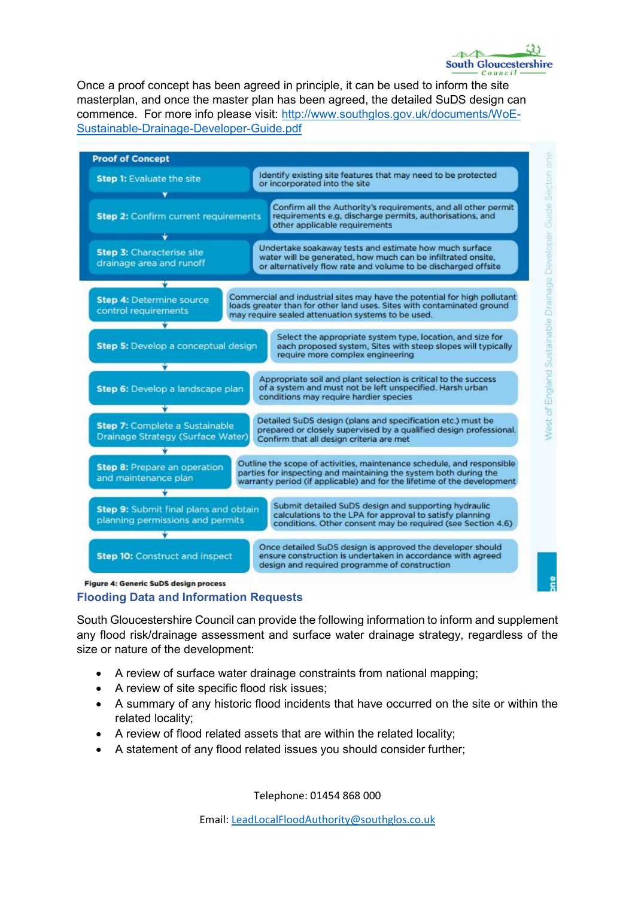Once a proof concept has been agreed in principle, it can be used to inform the site masterplan, and once the master plan has been agreed, the detailed SuDS design can commence.  For more info please visit: http://www.southglos.gov.uk/documents/WoE-Sustainable-Drainage-Developer-Guide.pdf

**Proof of Concept**

| Step | Description |
|---|---|
| **Step 1:** Evaluate the site | Identify existing site features that may need to be protected or incorporated into the site |
| **Step 2:** Confirm current requirements | Confirm all the Authority's requirements, and all other permit requirements e.g. discharge permits, authorisations, and other applicable requirements |
| **Step 3:** Characterise site drainage area and runoff | Undertake soakaway tests and estimate how much surface water will be generated, how much can be infiltrated onsite, or alternatively flow rate and volume to be discharged offsite |
| **Step 4:** Determine source control requirements | Commercial and industrial sites may have the potential for high pollutant loads greater than for other land uses. Sites with contaminated ground may require sealed attenuation systems to be used. |
| **Step 5:** Develop a conceptual design | Select the appropriate system type, location, and size for each proposed system. Sites with steep slopes will typically require more complex engineering |
| **Step 6:** Develop a landscape plan | Appropriate soil and plant selection is critical to the success of a system and must not be left unspecified. Harsh urban conditions may require hardier species |
| **Step 7:** Complete a Sustainable Drainage Strategy (Surface Water) | Detailed SuDS design (plans and specification etc.) must be prepared or closely supervised by a qualified design professional. Confirm that all design criteria are met |
| **Step 8:** Prepare an operation and maintenance plan | Outline the scope of activities, maintenance schedule, and responsible parties for inspecting and maintaining the system both during the warranty period (if applicable) and for the lifetime of the development |
| **Step 9:** Submit final plans and obtain planning permissions and permits | Submit detailed SuDS design and supporting hydraulic calculations to the LPA for approval to satisfy planning conditions. Other consent may be required (see Section 4.6) |
| **Step 10:** Construct and inspect | Once detailed SuDS design is approved the developer should ensure construction is undertaken in accordance with agreed design and required programme of construction |

**Figure 4: Generic SuDS design process**

## Flooding Data and Information Requests

South Gloucestershire Council can provide the following information to inform and supplement any flood risk/drainage assessment and surface water drainage strategy, regardless of the size or nature of the development:

- A review of surface water drainage constraints from national mapping;
- A review of site specific flood risk issues;
- A summary of any historic flood incidents that have occurred on the site or within the related locality;
- A review of flood related assets that are within the related locality;
- A statement of any flood related issues you should consider further;

Telephone: 01454 868 000

Email: LeadLocalFloodAuthority@southglos.co.uk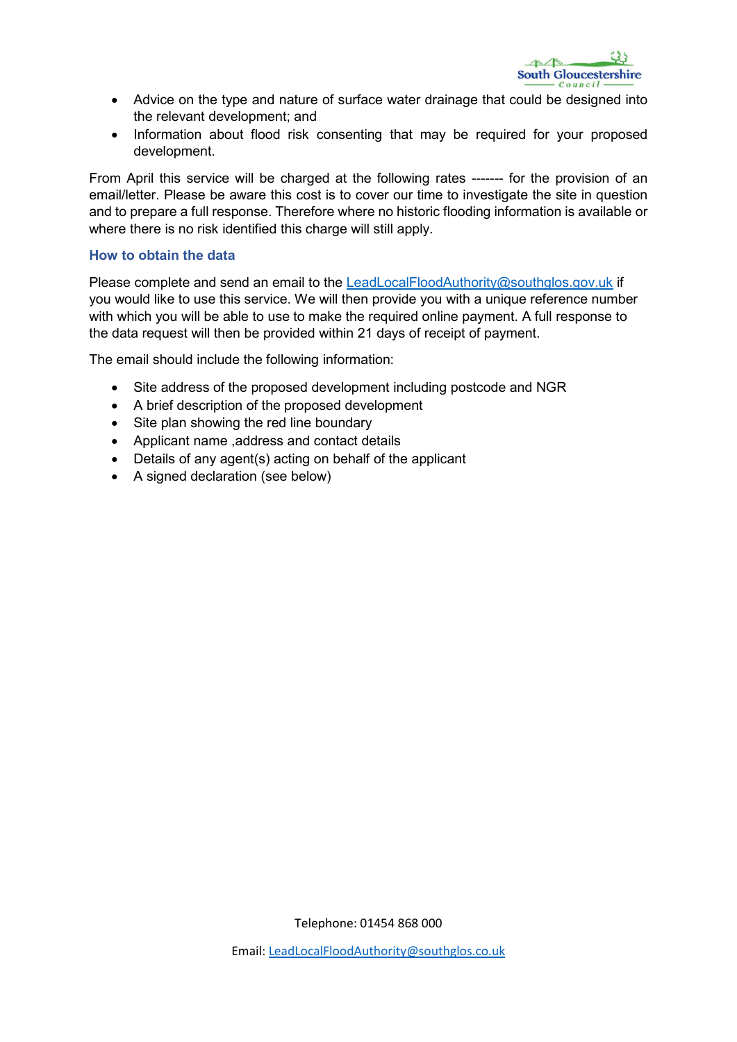- Advice on the type and nature of surface water drainage that could be designed into the relevant development; and
- Information about flood risk consenting that may be required for your proposed development.

From April this service will be charged at the following rates ------- for the provision of an email/letter. Please be aware this cost is to cover our time to investigate the site in question and to prepare a full response. Therefore where no historic flooding information is available or where there is no risk identified this charge will still apply.

### How to obtain the data

Please complete and send an email to the LeadLocalFloodAuthority@southglos.gov.uk if you would like to use this service. We will then provide you with a unique reference number with which you will be able to use to make the required online payment. A full response to the data request will then be provided within 21 days of receipt of payment.

The email should include the following information:

- Site address of the proposed development including postcode and NGR
- A brief description of the proposed development
- Site plan showing the red line boundary
- Applicant name ,address and contact details
- Details of any agent(s) acting on behalf of the applicant
- A signed declaration (see below)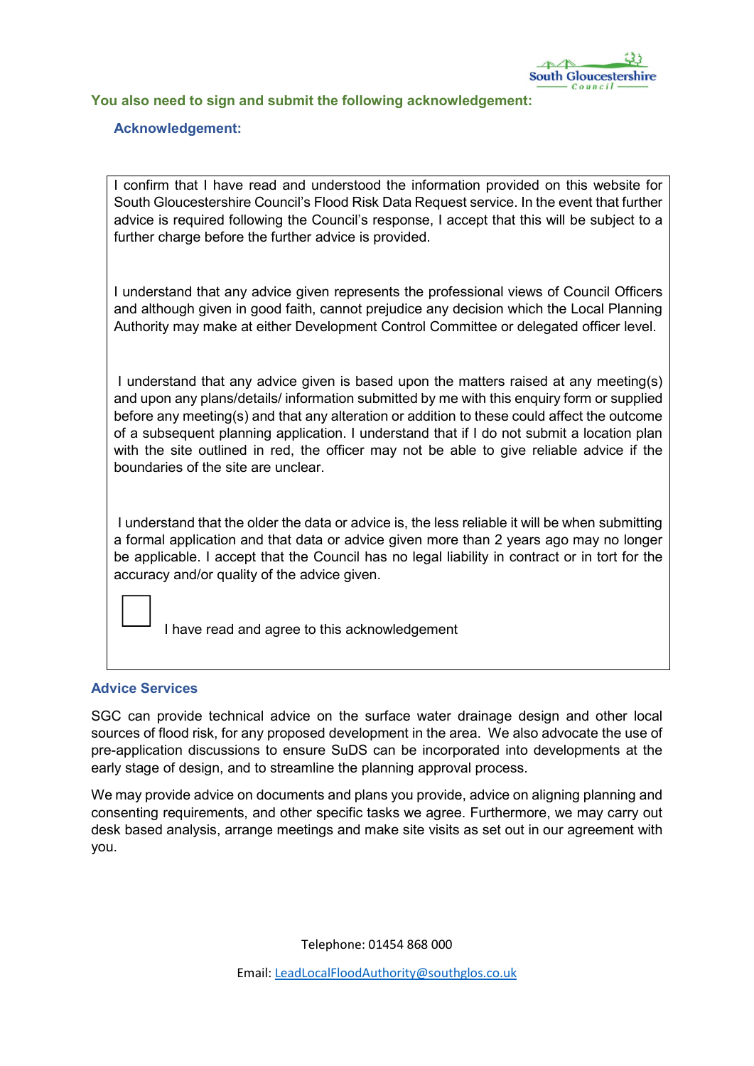### You also need to sign and submit the following acknowledgement:

#### Acknowledgement:

I confirm that I have read and understood the information provided on this website for South Gloucestershire Council's Flood Risk Data Request service. In the event that further advice is required following the Council's response, I accept that this will be subject to a further charge before the further advice is provided.

I understand that any advice given represents the professional views of Council Officers and although given in good faith, cannot prejudice any decision which the Local Planning Authority may make at either Development Control Committee or delegated officer level.

I understand that any advice given is based upon the matters raised at any meeting(s) and upon any plans/details/ information submitted by me with this enquiry form or supplied before any meeting(s) and that any alteration or addition to these could affect the outcome of a subsequent planning application. I understand that if I do not submit a location plan with the site outlined in red, the officer may not be able to give reliable advice if the boundaries of the site are unclear.

I understand that the older the data or advice is, the less reliable it will be when submitting a formal application and that data or advice given more than 2 years ago may no longer be applicable. I accept that the Council has no legal liability in contract or in tort for the accuracy and/or quality of the advice given.

☐ I have read and agree to this acknowledgement

### Advice Services

SGC can provide technical advice on the surface water drainage design and other local sources of flood risk, for any proposed development in the area. We also advocate the use of pre-application discussions to ensure SuDS can be incorporated into developments at the early stage of design, and to streamline the planning approval process.

We may provide advice on documents and plans you provide, advice on aligning planning and consenting requirements, and other specific tasks we agree. Furthermore, we may carry out desk based analysis, arrange meetings and make site visits as set out in our agreement with you.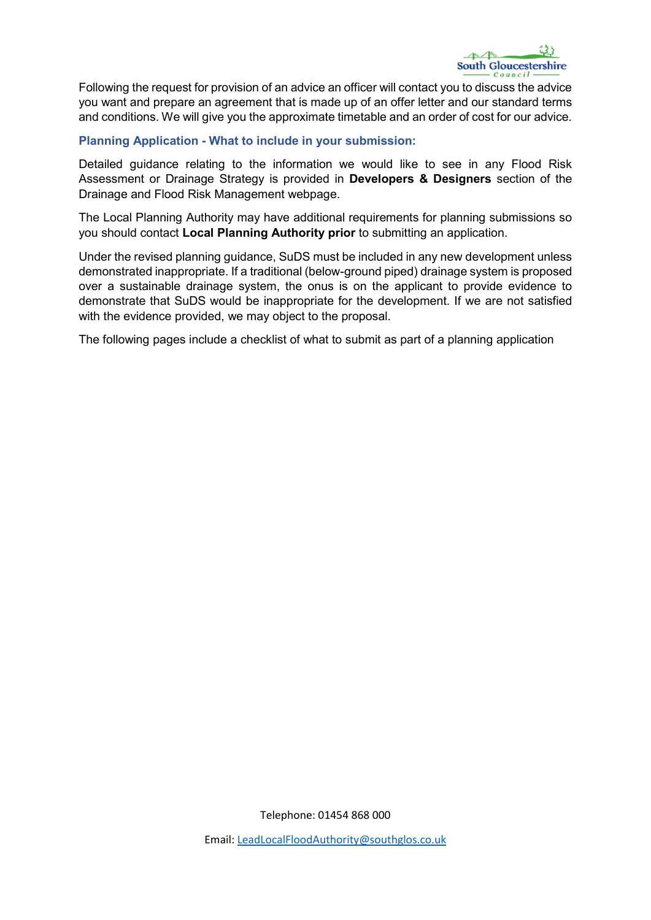Following the request for provision of an advice an officer will contact you to discuss the advice you want and prepare an agreement that is made up of an offer letter and our standard terms and conditions. We will give you the approximate timetable and an order of cost for our advice.

### Planning Application - What to include in your submission:

Detailed guidance relating to the information we would like to see in any Flood Risk Assessment or Drainage Strategy is provided in **Developers & Designers** section of the Drainage and Flood Risk Management webpage.

The Local Planning Authority may have additional requirements for planning submissions so you should contact **Local Planning Authority prior** to submitting an application.

Under the revised planning guidance, SuDS must be included in any new development unless demonstrated inappropriate. If a traditional (below-ground piped) drainage system is proposed over a sustainable drainage system, the onus is on the applicant to provide evidence to demonstrate that SuDS would be inappropriate for the development. If we are not satisfied with the evidence provided, we may object to the proposal.

The following pages include a checklist of what to submit as part of a planning application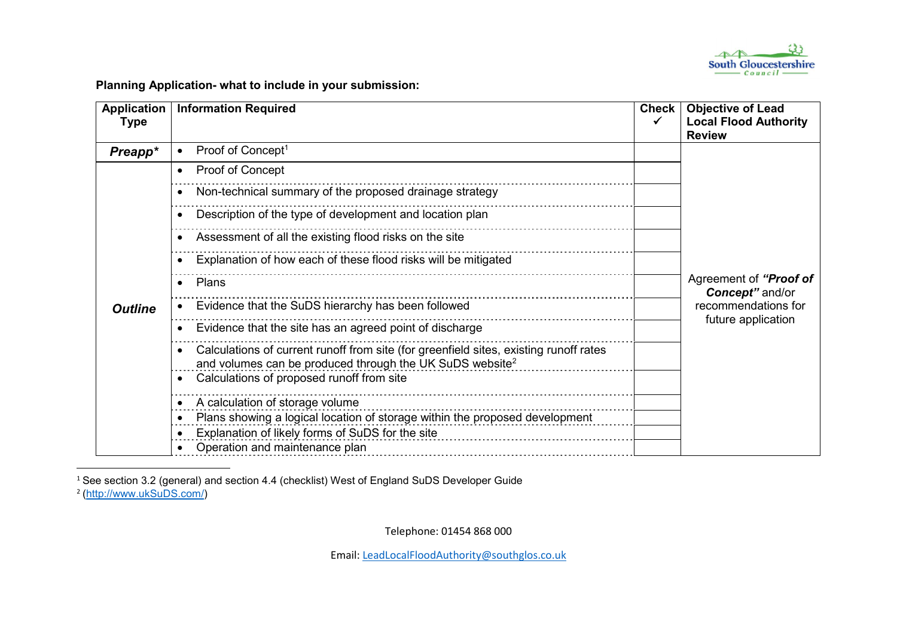**Planning Application- what to include in your submission:**

| Application Type | Information Required | Check ✓ | Objective of Lead Local Flood Authority Review |
|---|---|---|---|
| ***Preapp**** | • Proof of Concept[1] | | Agreement of ***"Proof of Concept"*** and/or recommendations for future application |
| ***Outline*** | • Proof of Concept | | |
| | • Non-technical summary of the proposed drainage strategy | | |
| | • Description of the type of development and location plan | | |
| | • Assessment of all the existing flood risks on the site | | |
| | • Explanation of how each of these flood risks will be mitigated | | |
| | • Plans | | |
| | • Evidence that the SuDS hierarchy has been followed | | |
| | • Evidence that the site has an agreed point of discharge | | |
| | • Calculations of current runoff from site (for greenfield sites, existing runoff rates and volumes can be produced through the UK SuDS website[2] | | |
| | • Calculations of proposed runoff from site | | |
| | • A calculation of storage volume | | |
| | • Plans showing a logical location of storage within the proposed development | | |
| | • Explanation of likely forms of SuDS for the site | | |
| | • Operation and maintenance plan | | |

[1] See section 3.2 (general) and section 4.4 (checklist) West of England SuDS Developer Guide

[2] (http://www.ukSuDS.com/)

Telephone: 01454 868 000

Email: LeadLocalFloodAuthority@southglos.co.uk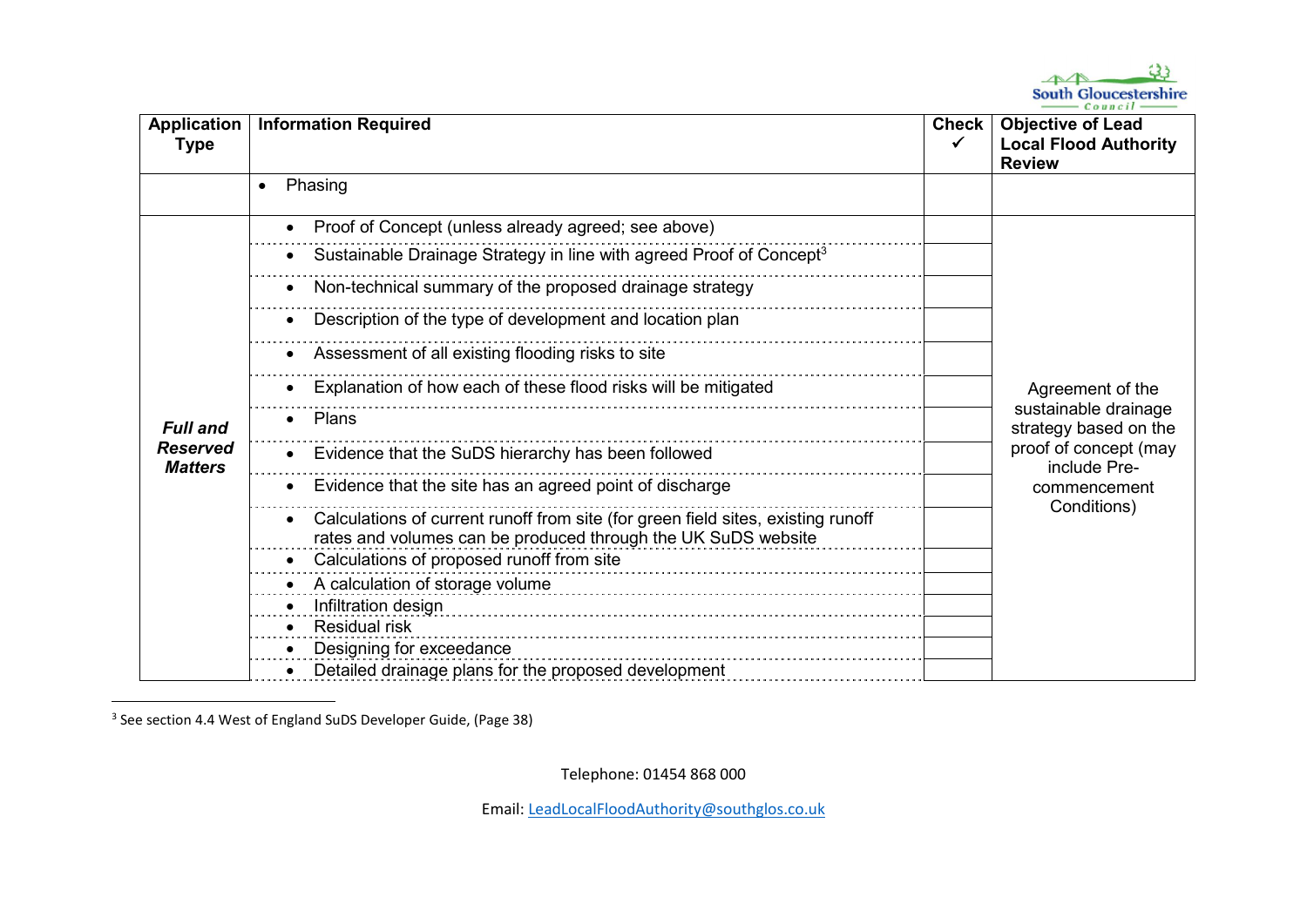| Application Type | Information Required | Check ✓ | Objective of Lead Local Flood Authority Review |
|---|---|---|---|
| | • Phasing | | |
| ***Full and Reserved Matters*** | • Proof of Concept (unless already agreed; see above) | | Agreement of the sustainable drainage strategy based on the proof of concept (may include Pre-commencement Conditions) |
| | • Sustainable Drainage Strategy in line with agreed Proof of Concept[3] | | |
| | • Non-technical summary of the proposed drainage strategy | | |
| | • Description of the type of development and location plan | | |
| | • Assessment of all existing flooding risks to site | | |
| | • Explanation of how each of these flood risks will be mitigated | | |
| | • Plans | | |
| | • Evidence that the SuDS hierarchy has been followed | | |
| | • Evidence that the site has an agreed point of discharge | | |
| | • Calculations of current runoff from site (for green field sites, existing runoff rates and volumes can be produced through the UK SuDS website | | |
| | • Calculations of proposed runoff from site | | |
| | • A calculation of storage volume | | |
| | • Infiltration design | | |
| | • Residual risk | | |
| | • Designing for exceedance | | |
| | • Detailed drainage plans for the proposed development | | |

[3] See section 4.4 West of England SuDS Developer Guide, (Page 38)

Telephone: 01454 868 000

Email: LeadLocalFloodAuthority@southglos.co.uk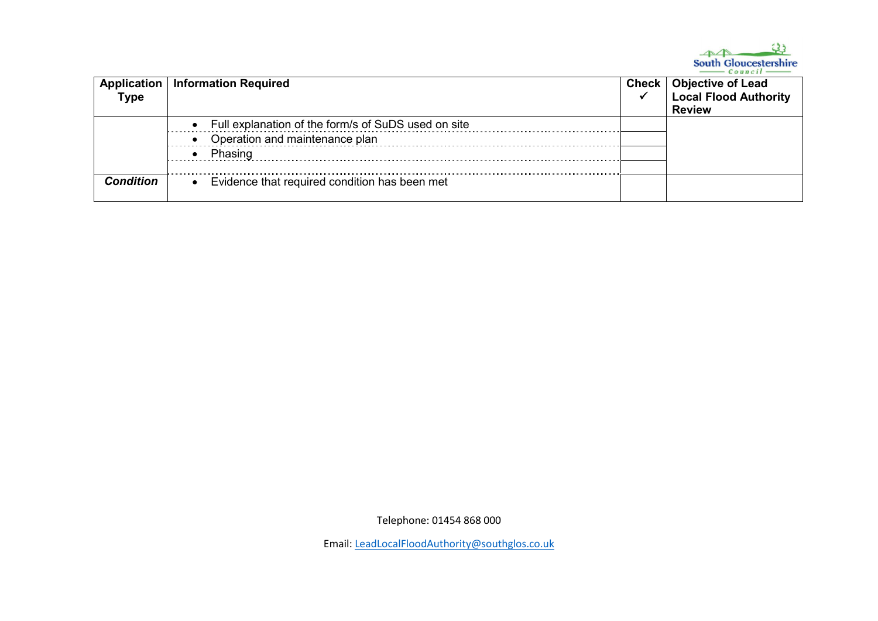| Application Type | Information Required | Check ✓ | Objective of Lead Local Flood Authority Review |
|---|---|---|---|
| | • Full explanation of the form/s of SuDS used on site | | |
| | • Operation and maintenance plan | | |
| | • Phasing | | |
| | | | |
| ***Condition*** | • Evidence that required condition has been met | | |

Telephone: 01454 868 000

Email: [LeadLocalFloodAuthority@southglos.co.uk](mailto:LeadLocalFloodAuthority@southglos.co.uk)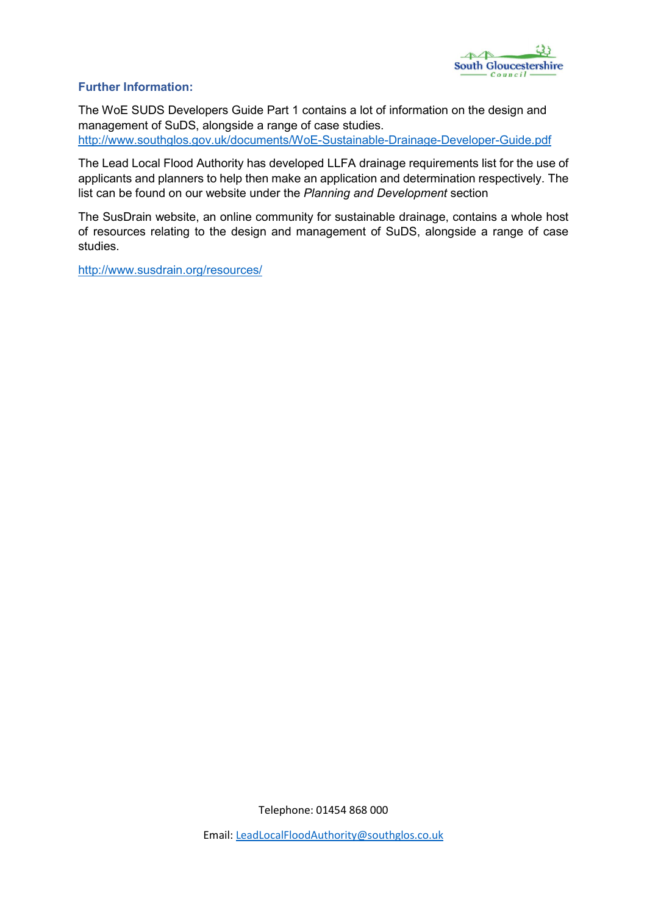## Further Information:

The WoE SUDS Developers Guide Part 1 contains a lot of information on the design and management of SuDS, alongside a range of case studies.
http://www.southglos.gov.uk/documents/WoE-Sustainable-Drainage-Developer-Guide.pdf

The Lead Local Flood Authority has developed LLFA drainage requirements list for the use of applicants and planners to help then make an application and determination respectively. The list can be found on our website under the *Planning and Development* section

The SusDrain website, an online community for sustainable drainage, contains a whole host of resources relating to the design and management of SuDS, alongside a range of case studies.

http://www.susdrain.org/resources/

Telephone: 01454 868 000

Email: LeadLocalFloodAuthority@southglos.co.uk